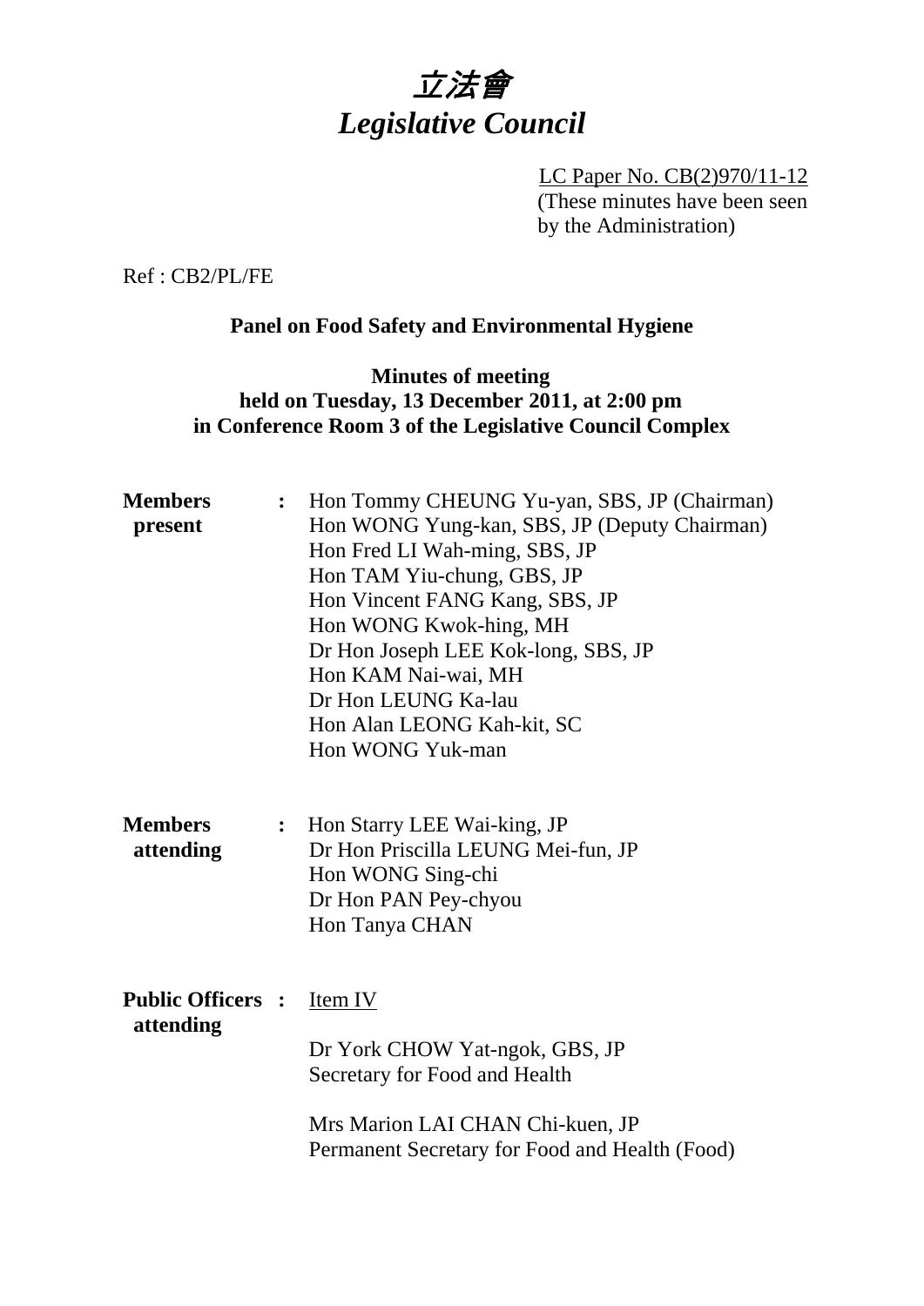# 立法會
# *Legislative Council*

LC Paper No. CB(2)970/11-12
(These minutes have been seen by the Administration)

Ref : CB2/PL/FE

**Panel on Food Safety and Environmental Hygiene**

**Minutes of meeting**
**held on Tuesday, 13 December 2011, at 2:00 pm**
**in Conference Room 3 of the Legislative Council Complex**

**Members present** :
Hon Tommy CHEUNG Yu-yan, SBS, JP (Chairman)
Hon WONG Yung-kan, SBS, JP (Deputy Chairman)
Hon Fred LI Wah-ming, SBS, JP
Hon TAM Yiu-chung, GBS, JP
Hon Vincent FANG Kang, SBS, JP
Hon WONG Kwok-hing, MH
Dr Hon Joseph LEE Kok-long, SBS, JP
Hon KAM Nai-wai, MH
Dr Hon LEUNG Ka-lau
Hon Alan LEONG Kah-kit, SC
Hon WONG Yuk-man

**Members attending** :
Hon Starry LEE Wai-king, JP
Dr Hon Priscilla LEUNG Mei-fun, JP
Hon WONG Sing-chi
Dr Hon PAN Pey-chyou
Hon Tanya CHAN

**Public Officers attending** :
Item IV

Dr York CHOW Yat-ngok, GBS, JP
Secretary for Food and Health

Mrs Marion LAI CHAN Chi-kuen, JP
Permanent Secretary for Food and Health (Food)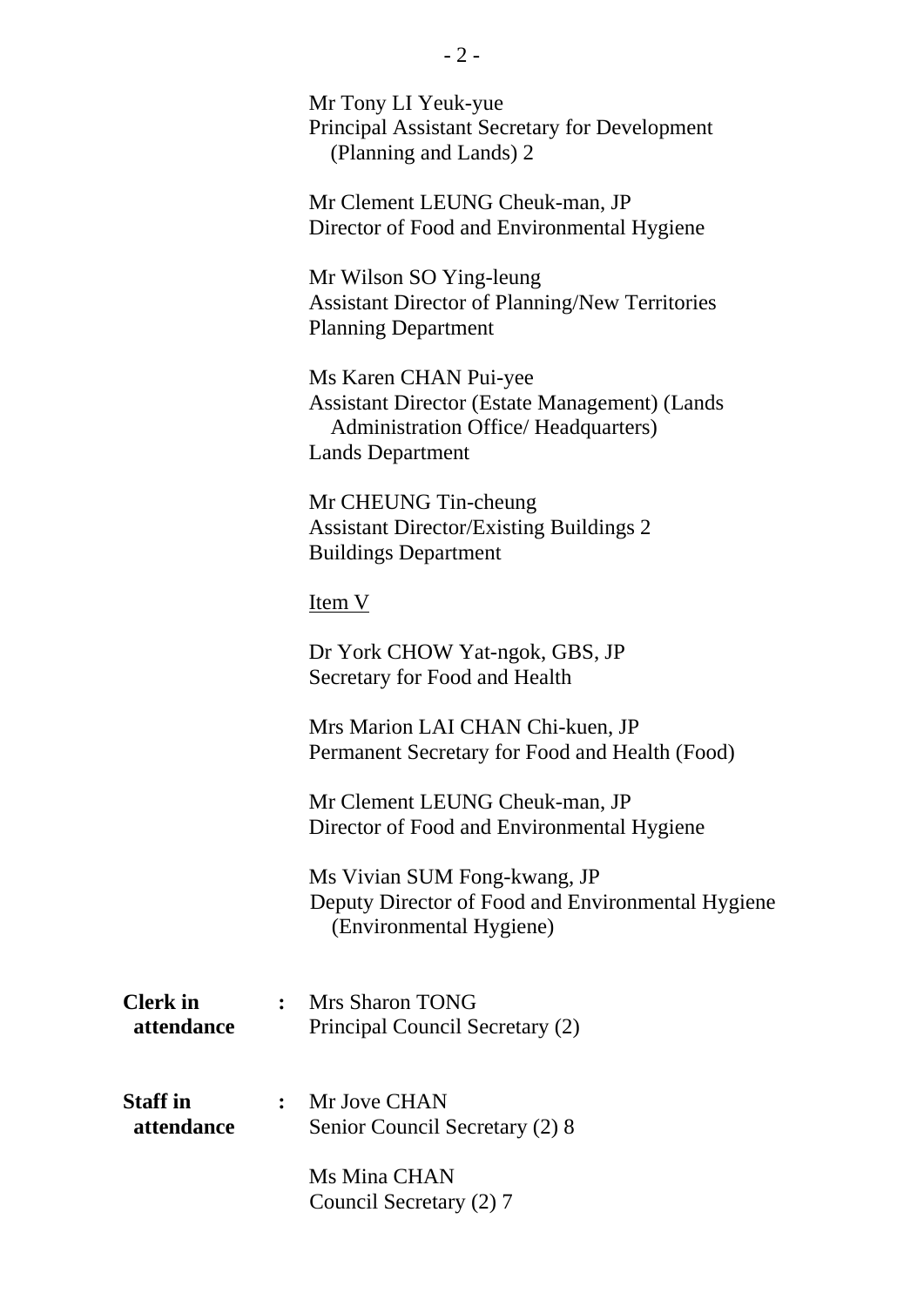Mr Tony LI Yeuk-yue
Principal Assistant Secretary for Development (Planning and Lands) 2

Mr Clement LEUNG Cheuk-man, JP
Director of Food and Environmental Hygiene

Mr Wilson SO Ying-leung
Assistant Director of Planning/New Territories
Planning Department

Ms Karen CHAN Pui-yee
Assistant Director (Estate Management) (Lands Administration Office/ Headquarters)
Lands Department

Mr CHEUNG Tin-cheung
Assistant Director/Existing Buildings 2
Buildings Department

Item V

Dr York CHOW Yat-ngok, GBS, JP
Secretary for Food and Health

Mrs Marion LAI CHAN Chi-kuen, JP
Permanent Secretary for Food and Health (Food)

Mr Clement LEUNG Cheuk-man, JP
Director of Food and Environmental Hygiene

Ms Vivian SUM Fong-kwang, JP
Deputy Director of Food and Environmental Hygiene (Environmental Hygiene)

**Clerk in attendance** : Mrs Sharon TONG
Principal Council Secretary (2)

**Staff in attendance** : Mr Jove CHAN
Senior Council Secretary (2) 8

Ms Mina CHAN
Council Secretary (2) 7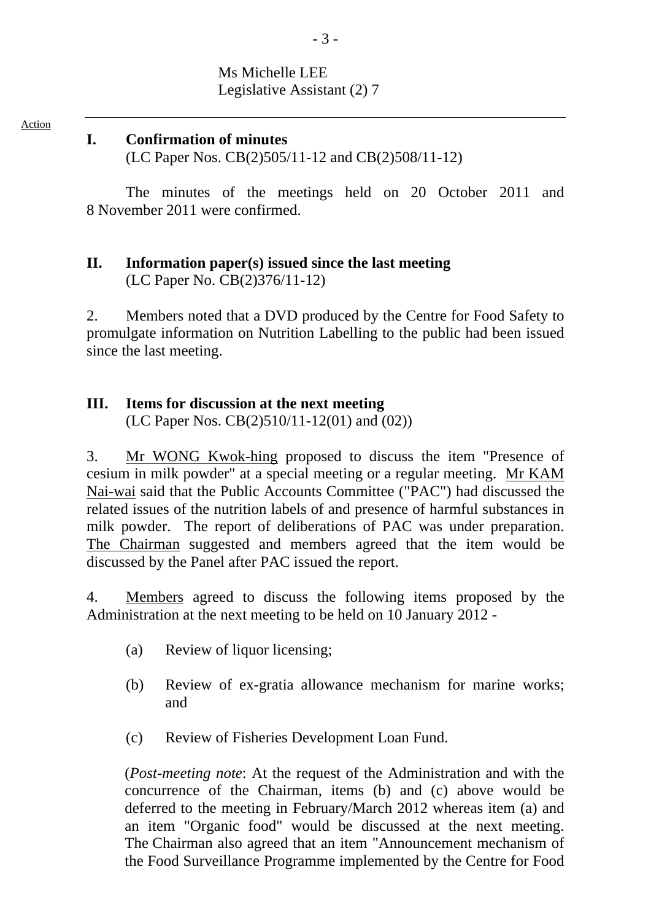Ms Michelle LEE
Legislative Assistant (2) 7

Action

## I. Confirmation of minutes

(LC Paper Nos. CB(2)505/11-12 and CB(2)508/11-12)

The minutes of the meetings held on 20 October 2011 and 8 November 2011 were confirmed.

## II. Information paper(s) issued since the last meeting

(LC Paper No. CB(2)376/11-12)

2. Members noted that a DVD produced by the Centre for Food Safety to promulgate information on Nutrition Labelling to the public had been issued since the last meeting.

## III. Items for discussion at the next meeting

(LC Paper Nos. CB(2)510/11-12(01) and (02))

3. Mr WONG Kwok-hing proposed to discuss the item "Presence of cesium in milk powder" at a special meeting or a regular meeting. Mr KAM Nai-wai said that the Public Accounts Committee ("PAC") had discussed the related issues of the nutrition labels of and presence of harmful substances in milk powder. The report of deliberations of PAC was under preparation. The Chairman suggested and members agreed that the item would be discussed by the Panel after PAC issued the report.

4. Members agreed to discuss the following items proposed by the Administration at the next meeting to be held on 10 January 2012 -

(a) Review of liquor licensing;

(b) Review of ex-gratia allowance mechanism for marine works; and

(c) Review of Fisheries Development Loan Fund.

(*Post-meeting note*: At the request of the Administration and with the concurrence of the Chairman, items (b) and (c) above would be deferred to the meeting in February/March 2012 whereas item (a) and an item "Organic food" would be discussed at the next meeting. The Chairman also agreed that an item "Announcement mechanism of the Food Surveillance Programme implemented by the Centre for Food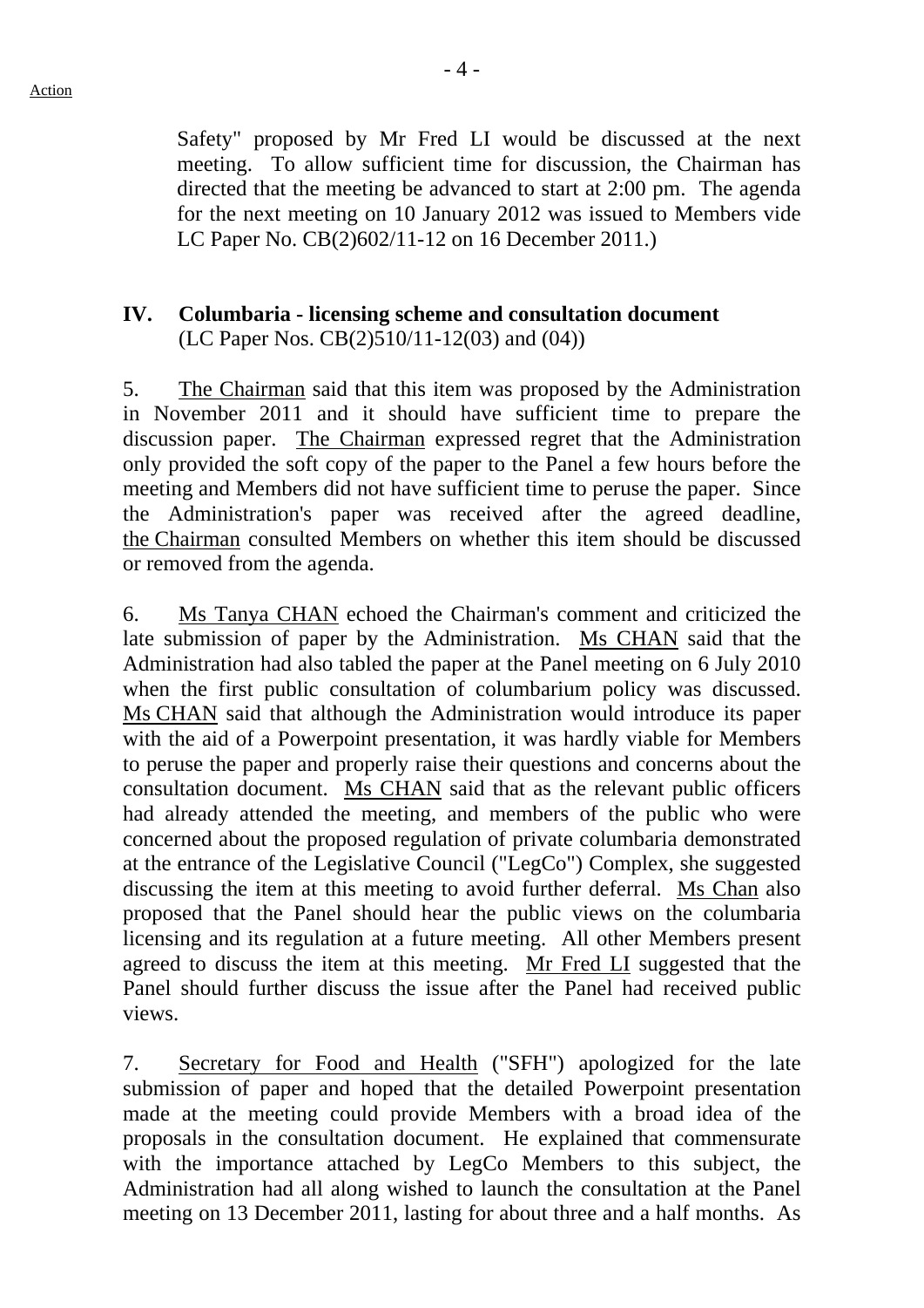Safety" proposed by Mr Fred LI would be discussed at the next meeting. To allow sufficient time for discussion, the Chairman has directed that the meeting be advanced to start at 2:00 pm. The agenda for the next meeting on 10 January 2012 was issued to Members vide LC Paper No. CB(2)602/11-12 on 16 December 2011.)

## IV. Columbaria - licensing scheme and consultation document

(LC Paper Nos. CB(2)510/11-12(03) and (04))

5. The Chairman said that this item was proposed by the Administration in November 2011 and it should have sufficient time to prepare the discussion paper. The Chairman expressed regret that the Administration only provided the soft copy of the paper to the Panel a few hours before the meeting and Members did not have sufficient time to peruse the paper. Since the Administration's paper was received after the agreed deadline, the Chairman consulted Members on whether this item should be discussed or removed from the agenda.

6. Ms Tanya CHAN echoed the Chairman's comment and criticized the late submission of paper by the Administration. Ms CHAN said that the Administration had also tabled the paper at the Panel meeting on 6 July 2010 when the first public consultation of columbarium policy was discussed. Ms CHAN said that although the Administration would introduce its paper with the aid of a Powerpoint presentation, it was hardly viable for Members to peruse the paper and properly raise their questions and concerns about the consultation document. Ms CHAN said that as the relevant public officers had already attended the meeting, and members of the public who were concerned about the proposed regulation of private columbaria demonstrated at the entrance of the Legislative Council ("LegCo") Complex, she suggested discussing the item at this meeting to avoid further deferral. Ms Chan also proposed that the Panel should hear the public views on the columbaria licensing and its regulation at a future meeting. All other Members present agreed to discuss the item at this meeting. Mr Fred LI suggested that the Panel should further discuss the issue after the Panel had received public views.

7. Secretary for Food and Health ("SFH") apologized for the late submission of paper and hoped that the detailed Powerpoint presentation made at the meeting could provide Members with a broad idea of the proposals in the consultation document. He explained that commensurate with the importance attached by LegCo Members to this subject, the Administration had all along wished to launch the consultation at the Panel meeting on 13 December 2011, lasting for about three and a half months. As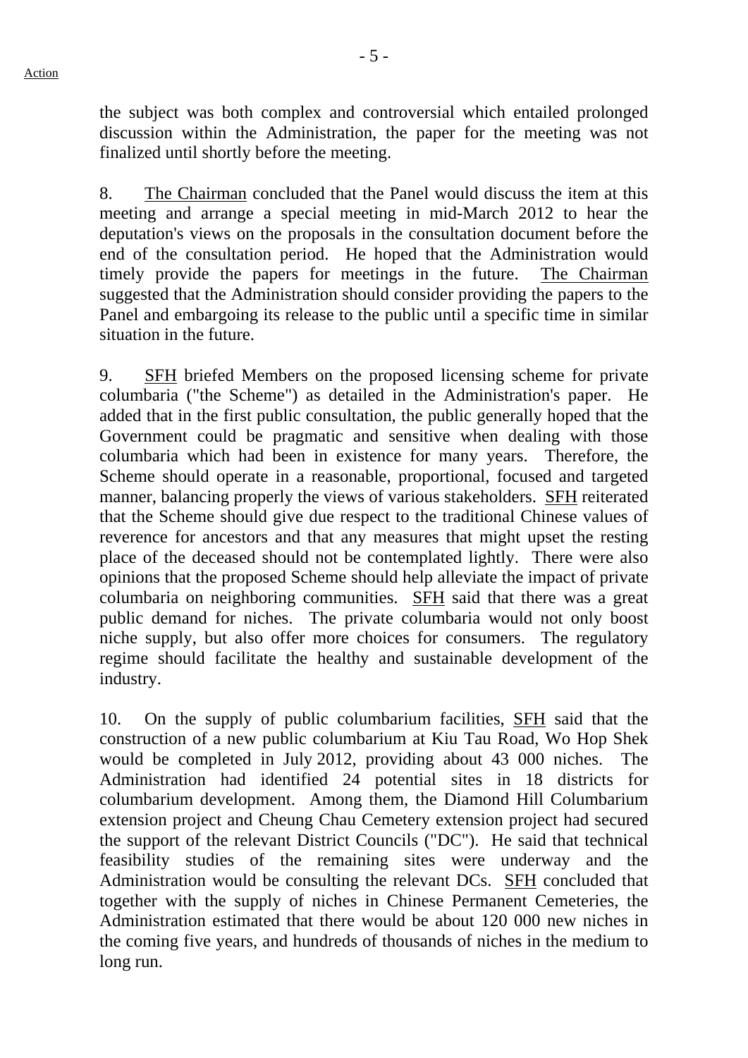the subject was both complex and controversial which entailed prolonged discussion within the Administration, the paper for the meeting was not finalized until shortly before the meeting.

8. The Chairman concluded that the Panel would discuss the item at this meeting and arrange a special meeting in mid-March 2012 to hear the deputation's views on the proposals in the consultation document before the end of the consultation period. He hoped that the Administration would timely provide the papers for meetings in the future. The Chairman suggested that the Administration should consider providing the papers to the Panel and embargoing its release to the public until a specific time in similar situation in the future.

9. SFH briefed Members on the proposed licensing scheme for private columbaria ("the Scheme") as detailed in the Administration's paper. He added that in the first public consultation, the public generally hoped that the Government could be pragmatic and sensitive when dealing with those columbaria which had been in existence for many years. Therefore, the Scheme should operate in a reasonable, proportional, focused and targeted manner, balancing properly the views of various stakeholders. SFH reiterated that the Scheme should give due respect to the traditional Chinese values of reverence for ancestors and that any measures that might upset the resting place of the deceased should not be contemplated lightly. There were also opinions that the proposed Scheme should help alleviate the impact of private columbaria on neighboring communities. SFH said that there was a great public demand for niches. The private columbaria would not only boost niche supply, but also offer more choices for consumers. The regulatory regime should facilitate the healthy and sustainable development of the industry.

10. On the supply of public columbarium facilities, SFH said that the construction of a new public columbarium at Kiu Tau Road, Wo Hop Shek would be completed in July 2012, providing about 43 000 niches. The Administration had identified 24 potential sites in 18 districts for columbarium development. Among them, the Diamond Hill Columbarium extension project and Cheung Chau Cemetery extension project had secured the support of the relevant District Councils ("DC"). He said that technical feasibility studies of the remaining sites were underway and the Administration would be consulting the relevant DCs. SFH concluded that together with the supply of niches in Chinese Permanent Cemeteries, the Administration estimated that there would be about 120 000 new niches in the coming five years, and hundreds of thousands of niches in the medium to long run.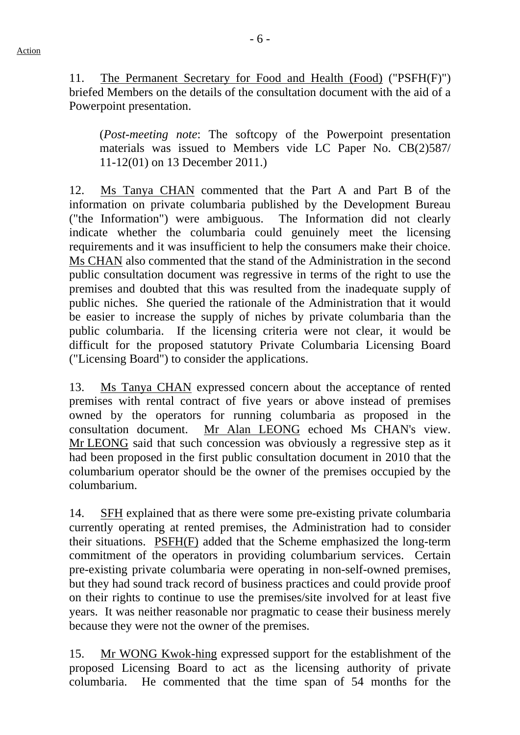11. The Permanent Secretary for Food and Health (Food) ("PSFH(F)") briefed Members on the details of the consultation document with the aid of a Powerpoint presentation.

(*Post-meeting note*: The softcopy of the Powerpoint presentation materials was issued to Members vide LC Paper No. CB(2)587/ 11-12(01) on 13 December 2011.)

12. Ms Tanya CHAN commented that the Part A and Part B of the information on private columbaria published by the Development Bureau ("the Information") were ambiguous. The Information did not clearly indicate whether the columbaria could genuinely meet the licensing requirements and it was insufficient to help the consumers make their choice. Ms CHAN also commented that the stand of the Administration in the second public consultation document was regressive in terms of the right to use the premises and doubted that this was resulted from the inadequate supply of public niches. She queried the rationale of the Administration that it would be easier to increase the supply of niches by private columbaria than the public columbaria. If the licensing criteria were not clear, it would be difficult for the proposed statutory Private Columbaria Licensing Board ("Licensing Board") to consider the applications.

13. Ms Tanya CHAN expressed concern about the acceptance of rented premises with rental contract of five years or above instead of premises owned by the operators for running columbaria as proposed in the consultation document. Mr Alan LEONG echoed Ms CHAN's view. Mr LEONG said that such concession was obviously a regressive step as it had been proposed in the first public consultation document in 2010 that the columbarium operator should be the owner of the premises occupied by the columbarium.

14. SFH explained that as there were some pre-existing private columbaria currently operating at rented premises, the Administration had to consider their situations. PSFH(F) added that the Scheme emphasized the long-term commitment of the operators in providing columbarium services. Certain pre-existing private columbaria were operating in non-self-owned premises, but they had sound track record of business practices and could provide proof on their rights to continue to use the premises/site involved for at least five years. It was neither reasonable nor pragmatic to cease their business merely because they were not the owner of the premises.

15. Mr WONG Kwok-hing expressed support for the establishment of the proposed Licensing Board to act as the licensing authority of private columbaria. He commented that the time span of 54 months for the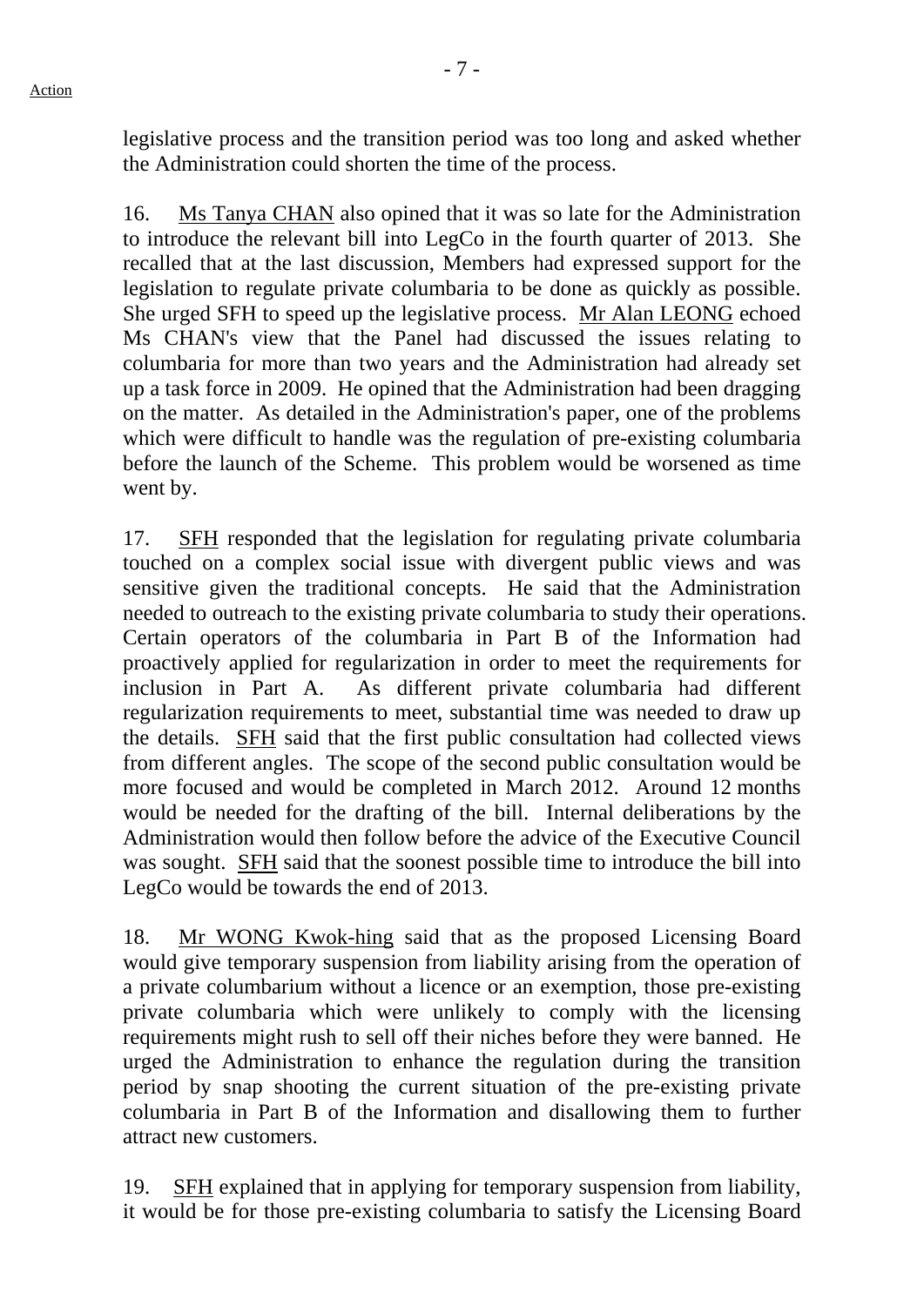legislative process and the transition period was too long and asked whether the Administration could shorten the time of the process.

16. Ms Tanya CHAN also opined that it was so late for the Administration to introduce the relevant bill into LegCo in the fourth quarter of 2013. She recalled that at the last discussion, Members had expressed support for the legislation to regulate private columbaria to be done as quickly as possible. She urged SFH to speed up the legislative process. Mr Alan LEONG echoed Ms CHAN's view that the Panel had discussed the issues relating to columbaria for more than two years and the Administration had already set up a task force in 2009. He opined that the Administration had been dragging on the matter. As detailed in the Administration's paper, one of the problems which were difficult to handle was the regulation of pre-existing columbaria before the launch of the Scheme. This problem would be worsened as time went by.

17. SFH responded that the legislation for regulating private columbaria touched on a complex social issue with divergent public views and was sensitive given the traditional concepts. He said that the Administration needed to outreach to the existing private columbaria to study their operations. Certain operators of the columbaria in Part B of the Information had proactively applied for regularization in order to meet the requirements for inclusion in Part A. As different private columbaria had different regularization requirements to meet, substantial time was needed to draw up the details. SFH said that the first public consultation had collected views from different angles. The scope of the second public consultation would be more focused and would be completed in March 2012. Around 12 months would be needed for the drafting of the bill. Internal deliberations by the Administration would then follow before the advice of the Executive Council was sought. SFH said that the soonest possible time to introduce the bill into LegCo would be towards the end of 2013.

18. Mr WONG Kwok-hing said that as the proposed Licensing Board would give temporary suspension from liability arising from the operation of a private columbarium without a licence or an exemption, those pre-existing private columbaria which were unlikely to comply with the licensing requirements might rush to sell off their niches before they were banned. He urged the Administration to enhance the regulation during the transition period by snap shooting the current situation of the pre-existing private columbaria in Part B of the Information and disallowing them to further attract new customers.

19. SFH explained that in applying for temporary suspension from liability, it would be for those pre-existing columbaria to satisfy the Licensing Board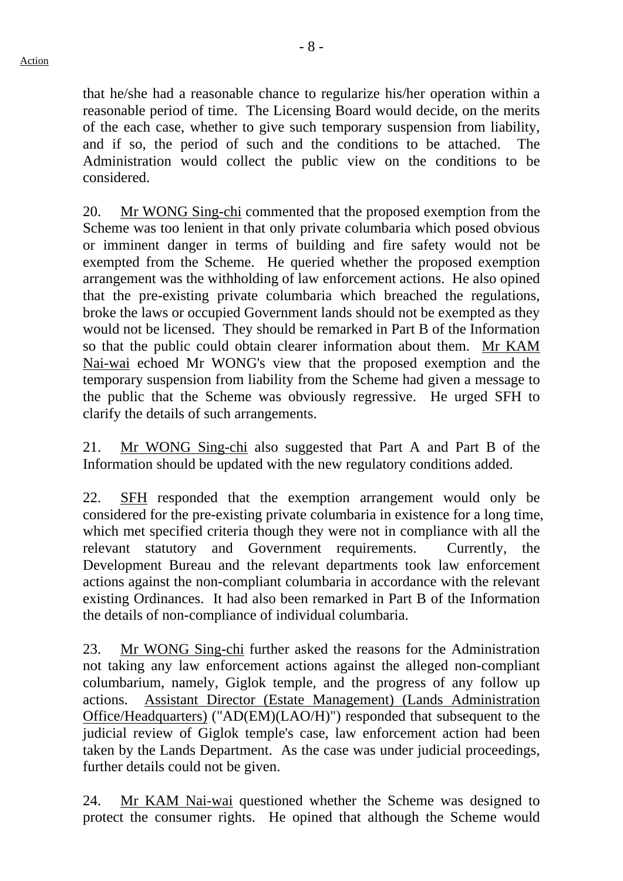that he/she had a reasonable chance to regularize his/her operation within a reasonable period of time. The Licensing Board would decide, on the merits of the each case, whether to give such temporary suspension from liability, and if so, the period of such and the conditions to be attached. The Administration would collect the public view on the conditions to be considered.

20. Mr WONG Sing-chi commented that the proposed exemption from the Scheme was too lenient in that only private columbaria which posed obvious or imminent danger in terms of building and fire safety would not be exempted from the Scheme. He queried whether the proposed exemption arrangement was the withholding of law enforcement actions. He also opined that the pre-existing private columbaria which breached the regulations, broke the laws or occupied Government lands should not be exempted as they would not be licensed. They should be remarked in Part B of the Information so that the public could obtain clearer information about them. Mr KAM Nai-wai echoed Mr WONG's view that the proposed exemption and the temporary suspension from liability from the Scheme had given a message to the public that the Scheme was obviously regressive. He urged SFH to clarify the details of such arrangements.

21. Mr WONG Sing-chi also suggested that Part A and Part B of the Information should be updated with the new regulatory conditions added.

22. SFH responded that the exemption arrangement would only be considered for the pre-existing private columbaria in existence for a long time, which met specified criteria though they were not in compliance with all the relevant statutory and Government requirements. Currently, the Development Bureau and the relevant departments took law enforcement actions against the non-compliant columbaria in accordance with the relevant existing Ordinances. It had also been remarked in Part B of the Information the details of non-compliance of individual columbaria.

23. Mr WONG Sing-chi further asked the reasons for the Administration not taking any law enforcement actions against the alleged non-compliant columbarium, namely, Giglok temple, and the progress of any follow up actions. Assistant Director (Estate Management) (Lands Administration Office/Headquarters) ("AD(EM)(LAO/H)") responded that subsequent to the judicial review of Giglok temple's case, law enforcement action had been taken by the Lands Department. As the case was under judicial proceedings, further details could not be given.

24. Mr KAM Nai-wai questioned whether the Scheme was designed to protect the consumer rights. He opined that although the Scheme would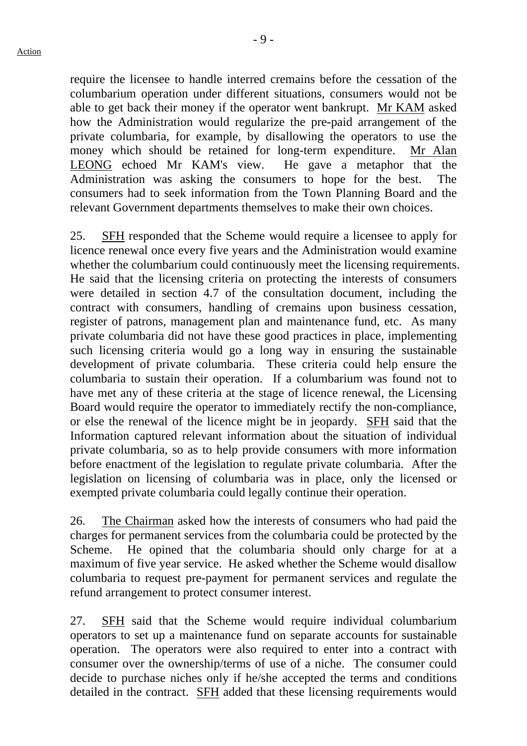require the licensee to handle interred cremains before the cessation of the columbarium operation under different situations, consumers would not be able to get back their money if the operator went bankrupt. Mr KAM asked how the Administration would regularize the pre-paid arrangement of the private columbaria, for example, by disallowing the operators to use the money which should be retained for long-term expenditure. Mr Alan LEONG echoed Mr KAM's view. He gave a metaphor that the Administration was asking the consumers to hope for the best. The consumers had to seek information from the Town Planning Board and the relevant Government departments themselves to make their own choices.

25. SFH responded that the Scheme would require a licensee to apply for licence renewal once every five years and the Administration would examine whether the columbarium could continuously meet the licensing requirements. He said that the licensing criteria on protecting the interests of consumers were detailed in section 4.7 of the consultation document, including the contract with consumers, handling of cremains upon business cessation, register of patrons, management plan and maintenance fund, etc. As many private columbaria did not have these good practices in place, implementing such licensing criteria would go a long way in ensuring the sustainable development of private columbaria. These criteria could help ensure the columbaria to sustain their operation. If a columbarium was found not to have met any of these criteria at the stage of licence renewal, the Licensing Board would require the operator to immediately rectify the non-compliance, or else the renewal of the licence might be in jeopardy. SFH said that the Information captured relevant information about the situation of individual private columbaria, so as to help provide consumers with more information before enactment of the legislation to regulate private columbaria. After the legislation on licensing of columbaria was in place, only the licensed or exempted private columbaria could legally continue their operation.

26. The Chairman asked how the interests of consumers who had paid the charges for permanent services from the columbaria could be protected by the Scheme. He opined that the columbaria should only charge for at a maximum of five year service. He asked whether the Scheme would disallow columbaria to request pre-payment for permanent services and regulate the refund arrangement to protect consumer interest.

27. SFH said that the Scheme would require individual columbarium operators to set up a maintenance fund on separate accounts for sustainable operation. The operators were also required to enter into a contract with consumer over the ownership/terms of use of a niche. The consumer could decide to purchase niches only if he/she accepted the terms and conditions detailed in the contract. SFH added that these licensing requirements would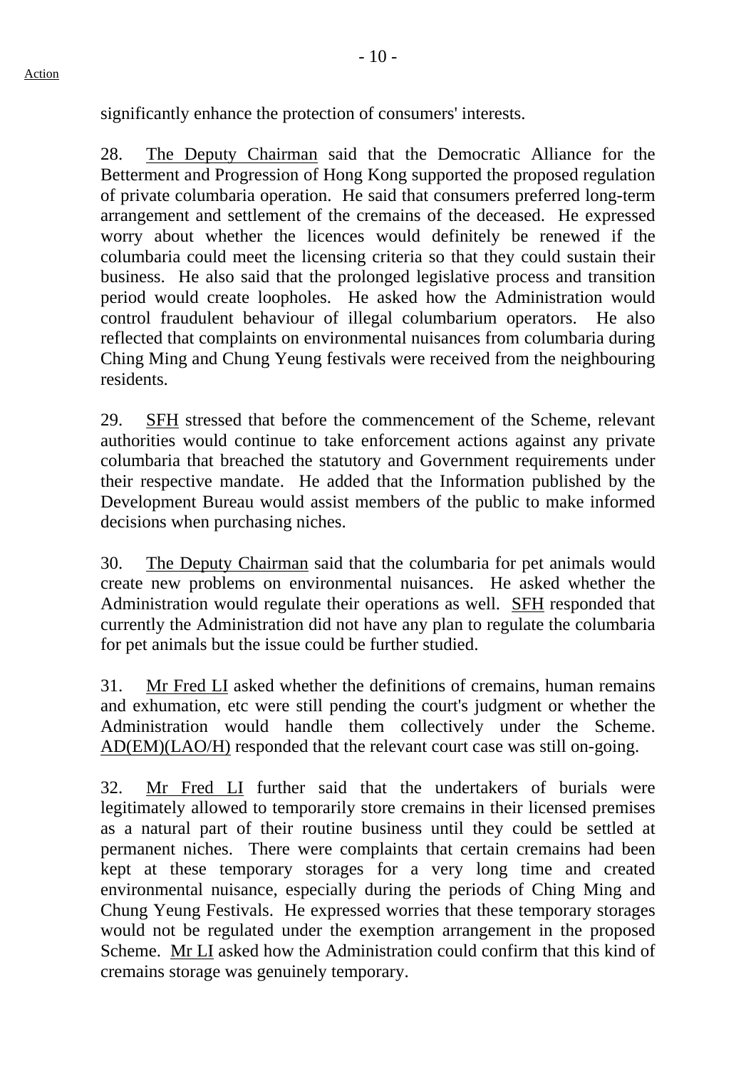significantly enhance the protection of consumers' interests.

28. The Deputy Chairman said that the Democratic Alliance for the Betterment and Progression of Hong Kong supported the proposed regulation of private columbaria operation. He said that consumers preferred long-term arrangement and settlement of the cremains of the deceased. He expressed worry about whether the licences would definitely be renewed if the columbaria could meet the licensing criteria so that they could sustain their business. He also said that the prolonged legislative process and transition period would create loopholes. He asked how the Administration would control fraudulent behaviour of illegal columbarium operators. He also reflected that complaints on environmental nuisances from columbaria during Ching Ming and Chung Yeung festivals were received from the neighbouring residents.

29. SFH stressed that before the commencement of the Scheme, relevant authorities would continue to take enforcement actions against any private columbaria that breached the statutory and Government requirements under their respective mandate. He added that the Information published by the Development Bureau would assist members of the public to make informed decisions when purchasing niches.

30. The Deputy Chairman said that the columbaria for pet animals would create new problems on environmental nuisances. He asked whether the Administration would regulate their operations as well. SFH responded that currently the Administration did not have any plan to regulate the columbaria for pet animals but the issue could be further studied.

31. Mr Fred LI asked whether the definitions of cremains, human remains and exhumation, etc were still pending the court's judgment or whether the Administration would handle them collectively under the Scheme. AD(EM)(LAO/H) responded that the relevant court case was still on-going.

32. Mr Fred LI further said that the undertakers of burials were legitimately allowed to temporarily store cremains in their licensed premises as a natural part of their routine business until they could be settled at permanent niches. There were complaints that certain cremains had been kept at these temporary storages for a very long time and created environmental nuisance, especially during the periods of Ching Ming and Chung Yeung Festivals. He expressed worries that these temporary storages would not be regulated under the exemption arrangement in the proposed Scheme. Mr LI asked how the Administration could confirm that this kind of cremains storage was genuinely temporary.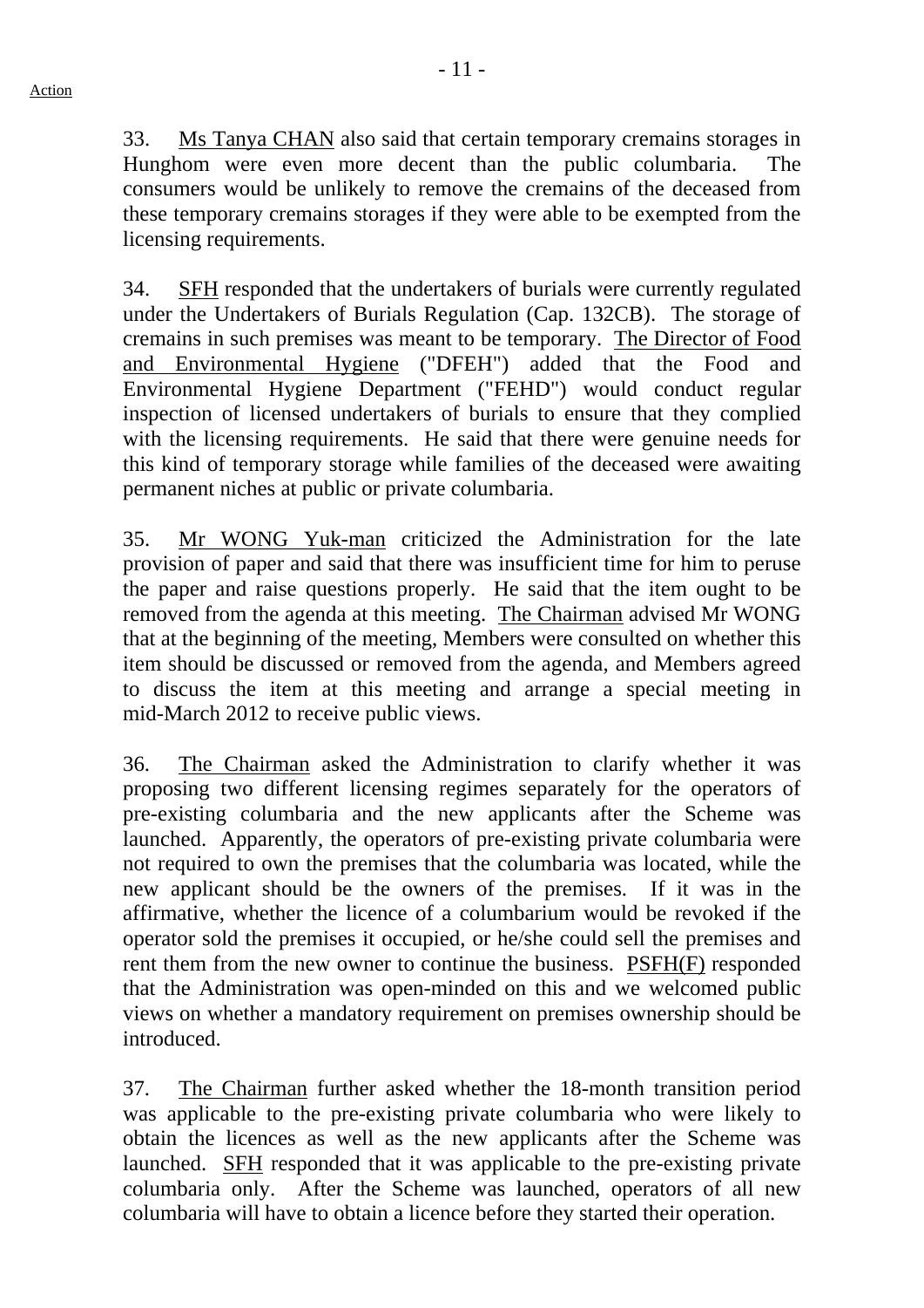33. Ms Tanya CHAN also said that certain temporary cremains storages in Hunghom were even more decent than the public columbaria. The consumers would be unlikely to remove the cremains of the deceased from these temporary cremains storages if they were able to be exempted from the licensing requirements.

34. SFH responded that the undertakers of burials were currently regulated under the Undertakers of Burials Regulation (Cap. 132CB). The storage of cremains in such premises was meant to be temporary. The Director of Food and Environmental Hygiene ("DFEH") added that the Food and Environmental Hygiene Department ("FEHD") would conduct regular inspection of licensed undertakers of burials to ensure that they complied with the licensing requirements. He said that there were genuine needs for this kind of temporary storage while families of the deceased were awaiting permanent niches at public or private columbaria.

35. Mr WONG Yuk-man criticized the Administration for the late provision of paper and said that there was insufficient time for him to peruse the paper and raise questions properly. He said that the item ought to be removed from the agenda at this meeting. The Chairman advised Mr WONG that at the beginning of the meeting, Members were consulted on whether this item should be discussed or removed from the agenda, and Members agreed to discuss the item at this meeting and arrange a special meeting in mid-March 2012 to receive public views.

36. The Chairman asked the Administration to clarify whether it was proposing two different licensing regimes separately for the operators of pre-existing columbaria and the new applicants after the Scheme was launched. Apparently, the operators of pre-existing private columbaria were not required to own the premises that the columbaria was located, while the new applicant should be the owners of the premises. If it was in the affirmative, whether the licence of a columbarium would be revoked if the operator sold the premises it occupied, or he/she could sell the premises and rent them from the new owner to continue the business. PSFH(F) responded that the Administration was open-minded on this and we welcomed public views on whether a mandatory requirement on premises ownership should be introduced.

37. The Chairman further asked whether the 18-month transition period was applicable to the pre-existing private columbaria who were likely to obtain the licences as well as the new applicants after the Scheme was launched. SFH responded that it was applicable to the pre-existing private columbaria only. After the Scheme was launched, operators of all new columbaria will have to obtain a licence before they started their operation.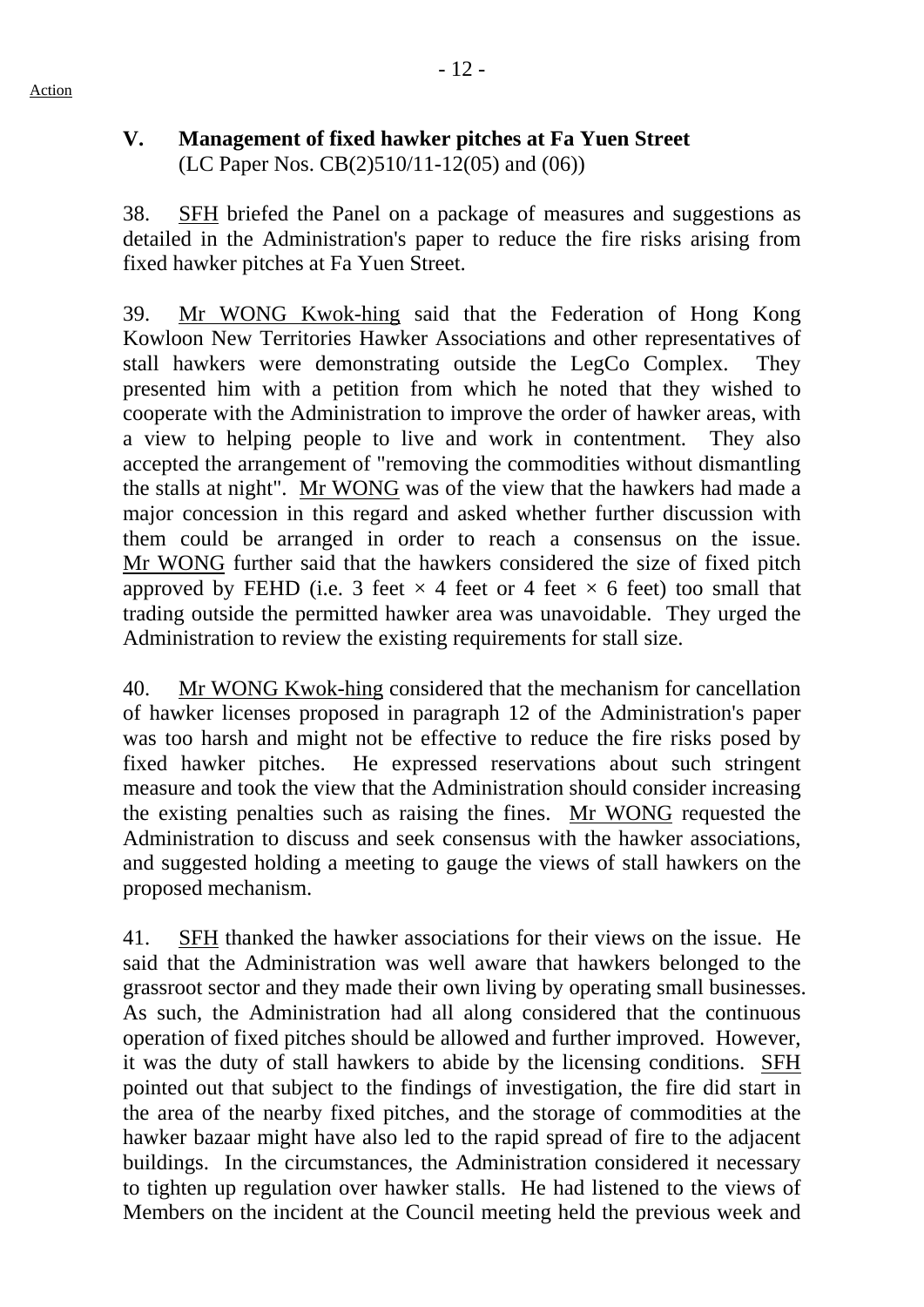## V. Management of fixed hawker pitches at Fa Yuen Street
(LC Paper Nos. CB(2)510/11-12(05) and (06))

38. SFH briefed the Panel on a package of measures and suggestions as detailed in the Administration's paper to reduce the fire risks arising from fixed hawker pitches at Fa Yuen Street.

39. Mr WONG Kwok-hing said that the Federation of Hong Kong Kowloon New Territories Hawker Associations and other representatives of stall hawkers were demonstrating outside the LegCo Complex. They presented him with a petition from which he noted that they wished to cooperate with the Administration to improve the order of hawker areas, with a view to helping people to live and work in contentment. They also accepted the arrangement of "removing the commodities without dismantling the stalls at night". Mr WONG was of the view that the hawkers had made a major concession in this regard and asked whether further discussion with them could be arranged in order to reach a consensus on the issue. Mr WONG further said that the hawkers considered the size of fixed pitch approved by FEHD (i.e. 3 feet × 4 feet or 4 feet × 6 feet) too small that trading outside the permitted hawker area was unavoidable. They urged the Administration to review the existing requirements for stall size.

40. Mr WONG Kwok-hing considered that the mechanism for cancellation of hawker licenses proposed in paragraph 12 of the Administration's paper was too harsh and might not be effective to reduce the fire risks posed by fixed hawker pitches. He expressed reservations about such stringent measure and took the view that the Administration should consider increasing the existing penalties such as raising the fines. Mr WONG requested the Administration to discuss and seek consensus with the hawker associations, and suggested holding a meeting to gauge the views of stall hawkers on the proposed mechanism.

41. SFH thanked the hawker associations for their views on the issue. He said that the Administration was well aware that hawkers belonged to the grassroot sector and they made their own living by operating small businesses. As such, the Administration had all along considered that the continuous operation of fixed pitches should be allowed and further improved. However, it was the duty of stall hawkers to abide by the licensing conditions. SFH pointed out that subject to the findings of investigation, the fire did start in the area of the nearby fixed pitches, and the storage of commodities at the hawker bazaar might have also led to the rapid spread of fire to the adjacent buildings. In the circumstances, the Administration considered it necessary to tighten up regulation over hawker stalls. He had listened to the views of Members on the incident at the Council meeting held the previous week and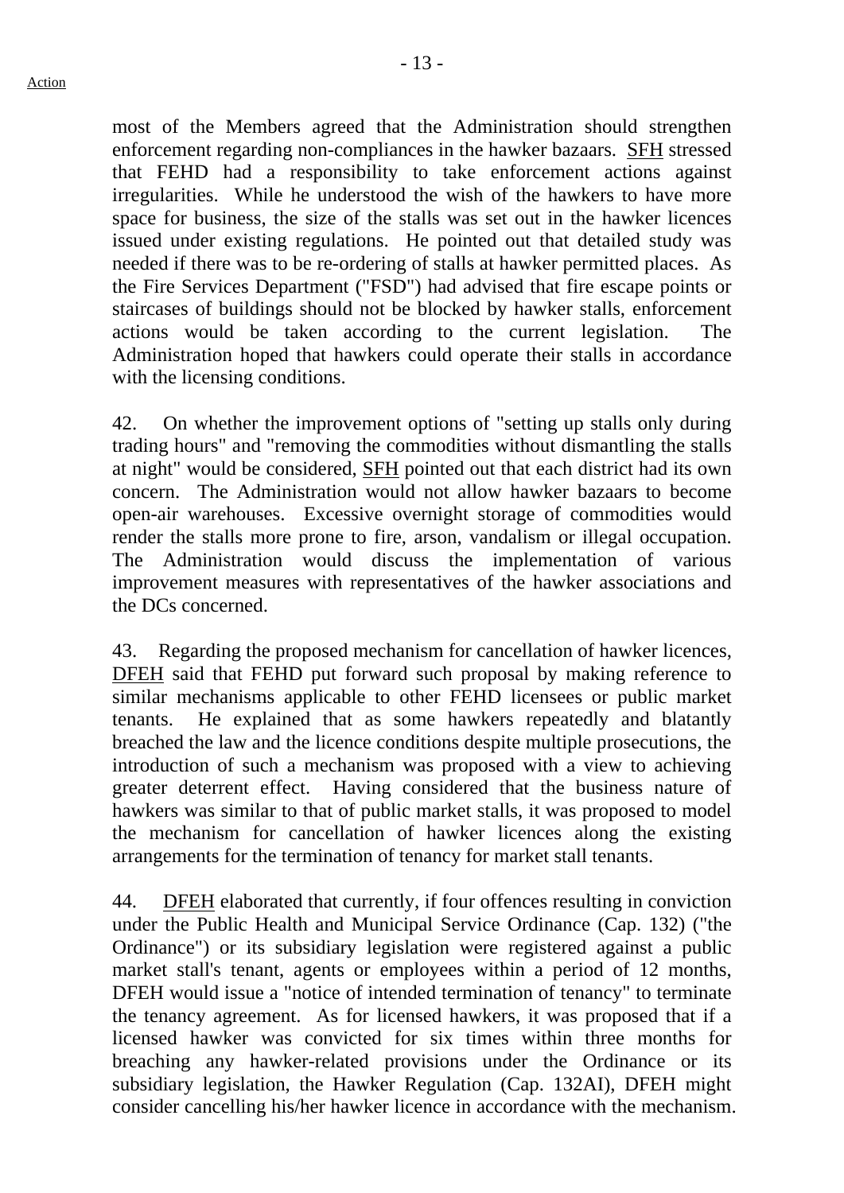most of the Members agreed that the Administration should strengthen enforcement regarding non-compliances in the hawker bazaars. SFH stressed that FEHD had a responsibility to take enforcement actions against irregularities. While he understood the wish of the hawkers to have more space for business, the size of the stalls was set out in the hawker licences issued under existing regulations. He pointed out that detailed study was needed if there was to be re-ordering of stalls at hawker permitted places. As the Fire Services Department ("FSD") had advised that fire escape points or staircases of buildings should not be blocked by hawker stalls, enforcement actions would be taken according to the current legislation. The Administration hoped that hawkers could operate their stalls in accordance with the licensing conditions.

42. On whether the improvement options of "setting up stalls only during trading hours" and "removing the commodities without dismantling the stalls at night" would be considered, SFH pointed out that each district had its own concern. The Administration would not allow hawker bazaars to become open-air warehouses. Excessive overnight storage of commodities would render the stalls more prone to fire, arson, vandalism or illegal occupation. The Administration would discuss the implementation of various improvement measures with representatives of the hawker associations and the DCs concerned.

43. Regarding the proposed mechanism for cancellation of hawker licences, DFEH said that FEHD put forward such proposal by making reference to similar mechanisms applicable to other FEHD licensees or public market tenants. He explained that as some hawkers repeatedly and blatantly breached the law and the licence conditions despite multiple prosecutions, the introduction of such a mechanism was proposed with a view to achieving greater deterrent effect. Having considered that the business nature of hawkers was similar to that of public market stalls, it was proposed to model the mechanism for cancellation of hawker licences along the existing arrangements for the termination of tenancy for market stall tenants.

44. DFEH elaborated that currently, if four offences resulting in conviction under the Public Health and Municipal Service Ordinance (Cap. 132) ("the Ordinance") or its subsidiary legislation were registered against a public market stall's tenant, agents or employees within a period of 12 months, DFEH would issue a "notice of intended termination of tenancy" to terminate the tenancy agreement. As for licensed hawkers, it was proposed that if a licensed hawker was convicted for six times within three months for breaching any hawker-related provisions under the Ordinance or its subsidiary legislation, the Hawker Regulation (Cap. 132AI), DFEH might consider cancelling his/her hawker licence in accordance with the mechanism.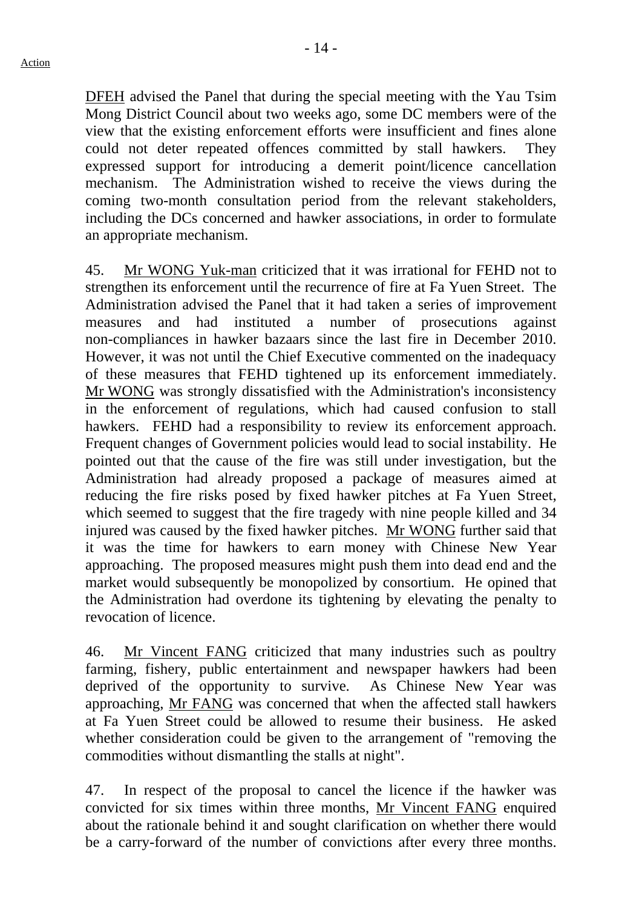DFEH advised the Panel that during the special meeting with the Yau Tsim Mong District Council about two weeks ago, some DC members were of the view that the existing enforcement efforts were insufficient and fines alone could not deter repeated offences committed by stall hawkers. They expressed support for introducing a demerit point/licence cancellation mechanism. The Administration wished to receive the views during the coming two-month consultation period from the relevant stakeholders, including the DCs concerned and hawker associations, in order to formulate an appropriate mechanism.

45. Mr WONG Yuk-man criticized that it was irrational for FEHD not to strengthen its enforcement until the recurrence of fire at Fa Yuen Street. The Administration advised the Panel that it had taken a series of improvement measures and had instituted a number of prosecutions against non-compliances in hawker bazaars since the last fire in December 2010. However, it was not until the Chief Executive commented on the inadequacy of these measures that FEHD tightened up its enforcement immediately. Mr WONG was strongly dissatisfied with the Administration's inconsistency in the enforcement of regulations, which had caused confusion to stall hawkers. FEHD had a responsibility to review its enforcement approach. Frequent changes of Government policies would lead to social instability. He pointed out that the cause of the fire was still under investigation, but the Administration had already proposed a package of measures aimed at reducing the fire risks posed by fixed hawker pitches at Fa Yuen Street, which seemed to suggest that the fire tragedy with nine people killed and 34 injured was caused by the fixed hawker pitches. Mr WONG further said that it was the time for hawkers to earn money with Chinese New Year approaching. The proposed measures might push them into dead end and the market would subsequently be monopolized by consortium. He opined that the Administration had overdone its tightening by elevating the penalty to revocation of licence.

46. Mr Vincent FANG criticized that many industries such as poultry farming, fishery, public entertainment and newspaper hawkers had been deprived of the opportunity to survive. As Chinese New Year was approaching, Mr FANG was concerned that when the affected stall hawkers at Fa Yuen Street could be allowed to resume their business. He asked whether consideration could be given to the arrangement of "removing the commodities without dismantling the stalls at night".

47. In respect of the proposal to cancel the licence if the hawker was convicted for six times within three months, Mr Vincent FANG enquired about the rationale behind it and sought clarification on whether there would be a carry-forward of the number of convictions after every three months.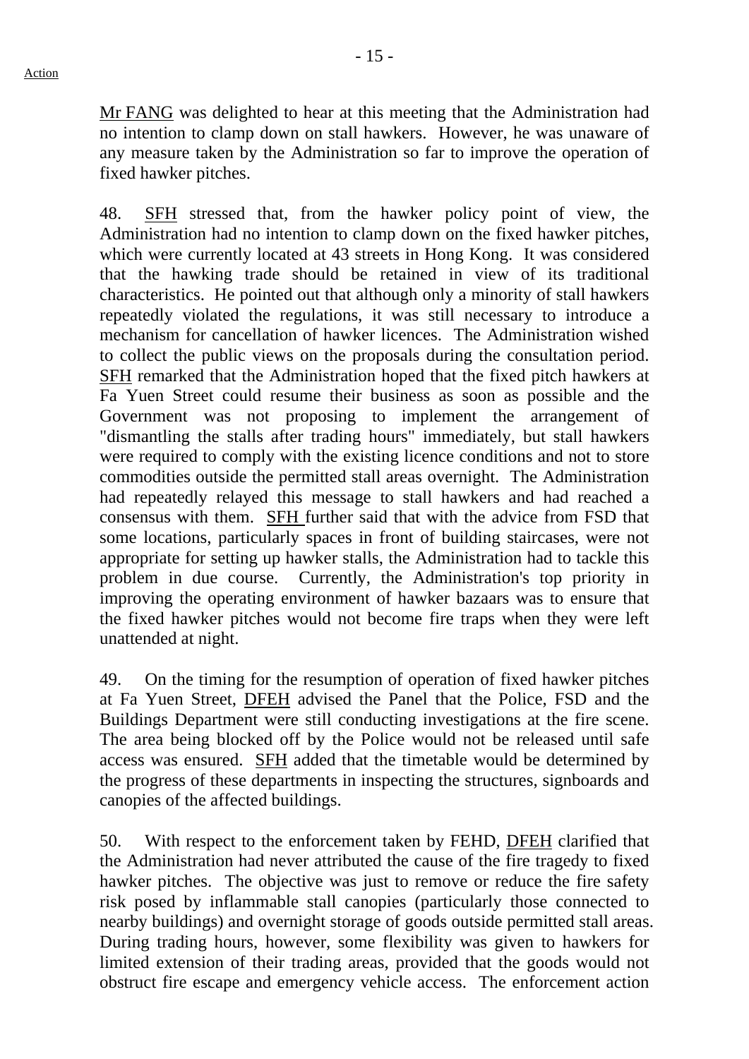Mr FANG was delighted to hear at this meeting that the Administration had no intention to clamp down on stall hawkers. However, he was unaware of any measure taken by the Administration so far to improve the operation of fixed hawker pitches.

48. SFH stressed that, from the hawker policy point of view, the Administration had no intention to clamp down on the fixed hawker pitches, which were currently located at 43 streets in Hong Kong. It was considered that the hawking trade should be retained in view of its traditional characteristics. He pointed out that although only a minority of stall hawkers repeatedly violated the regulations, it was still necessary to introduce a mechanism for cancellation of hawker licences. The Administration wished to collect the public views on the proposals during the consultation period. SFH remarked that the Administration hoped that the fixed pitch hawkers at Fa Yuen Street could resume their business as soon as possible and the Government was not proposing to implement the arrangement of "dismantling the stalls after trading hours" immediately, but stall hawkers were required to comply with the existing licence conditions and not to store commodities outside the permitted stall areas overnight. The Administration had repeatedly relayed this message to stall hawkers and had reached a consensus with them. SFH further said that with the advice from FSD that some locations, particularly spaces in front of building staircases, were not appropriate for setting up hawker stalls, the Administration had to tackle this problem in due course. Currently, the Administration's top priority in improving the operating environment of hawker bazaars was to ensure that the fixed hawker pitches would not become fire traps when they were left unattended at night.

49. On the timing for the resumption of operation of fixed hawker pitches at Fa Yuen Street, DFEH advised the Panel that the Police, FSD and the Buildings Department were still conducting investigations at the fire scene. The area being blocked off by the Police would not be released until safe access was ensured. SFH added that the timetable would be determined by the progress of these departments in inspecting the structures, signboards and canopies of the affected buildings.

50. With respect to the enforcement taken by FEHD, DFEH clarified that the Administration had never attributed the cause of the fire tragedy to fixed hawker pitches. The objective was just to remove or reduce the fire safety risk posed by inflammable stall canopies (particularly those connected to nearby buildings) and overnight storage of goods outside permitted stall areas. During trading hours, however, some flexibility was given to hawkers for limited extension of their trading areas, provided that the goods would not obstruct fire escape and emergency vehicle access. The enforcement action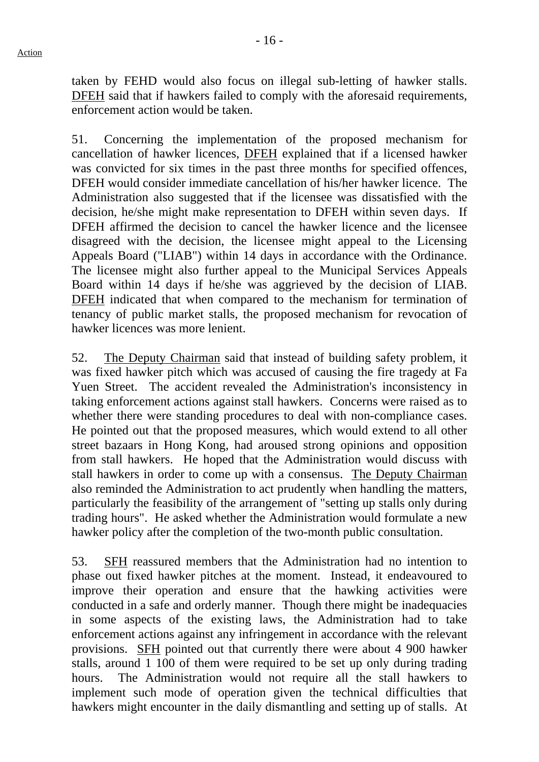taken by FEHD would also focus on illegal sub-letting of hawker stalls. DFEH said that if hawkers failed to comply with the aforesaid requirements, enforcement action would be taken.

51. Concerning the implementation of the proposed mechanism for cancellation of hawker licences, DFEH explained that if a licensed hawker was convicted for six times in the past three months for specified offences, DFEH would consider immediate cancellation of his/her hawker licence. The Administration also suggested that if the licensee was dissatisfied with the decision, he/she might make representation to DFEH within seven days. If DFEH affirmed the decision to cancel the hawker licence and the licensee disagreed with the decision, the licensee might appeal to the Licensing Appeals Board ("LIAB") within 14 days in accordance with the Ordinance. The licensee might also further appeal to the Municipal Services Appeals Board within 14 days if he/she was aggrieved by the decision of LIAB. DFEH indicated that when compared to the mechanism for termination of tenancy of public market stalls, the proposed mechanism for revocation of hawker licences was more lenient.

52. The Deputy Chairman said that instead of building safety problem, it was fixed hawker pitch which was accused of causing the fire tragedy at Fa Yuen Street. The accident revealed the Administration's inconsistency in taking enforcement actions against stall hawkers. Concerns were raised as to whether there were standing procedures to deal with non-compliance cases. He pointed out that the proposed measures, which would extend to all other street bazaars in Hong Kong, had aroused strong opinions and opposition from stall hawkers. He hoped that the Administration would discuss with stall hawkers in order to come up with a consensus. The Deputy Chairman also reminded the Administration to act prudently when handling the matters, particularly the feasibility of the arrangement of "setting up stalls only during trading hours". He asked whether the Administration would formulate a new hawker policy after the completion of the two-month public consultation.

53. SFH reassured members that the Administration had no intention to phase out fixed hawker pitches at the moment. Instead, it endeavoured to improve their operation and ensure that the hawking activities were conducted in a safe and orderly manner. Though there might be inadequacies in some aspects of the existing laws, the Administration had to take enforcement actions against any infringement in accordance with the relevant provisions. SFH pointed out that currently there were about 4 900 hawker stalls, around 1 100 of them were required to be set up only during trading hours. The Administration would not require all the stall hawkers to implement such mode of operation given the technical difficulties that hawkers might encounter in the daily dismantling and setting up of stalls. At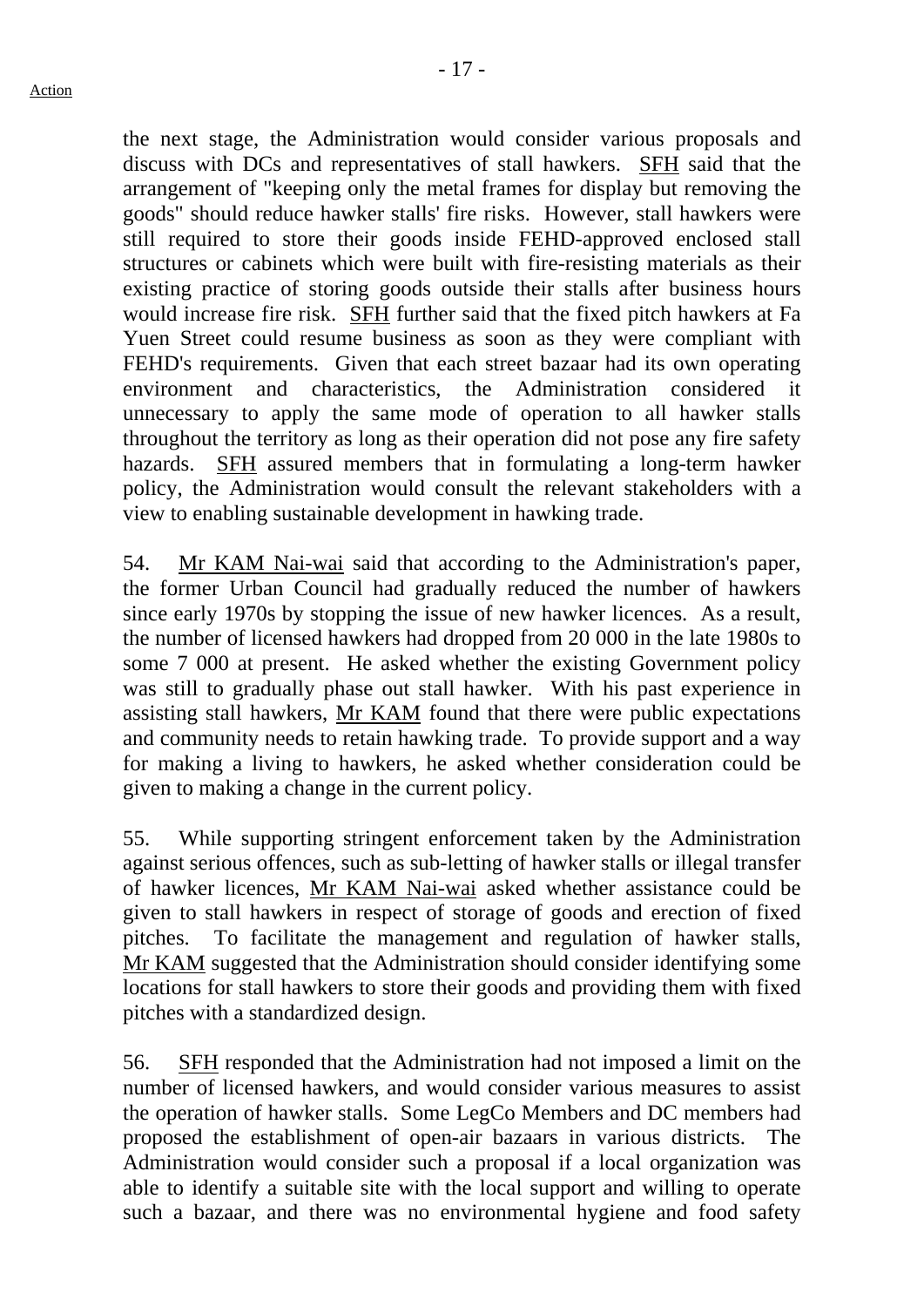the next stage, the Administration would consider various proposals and discuss with DCs and representatives of stall hawkers. SFH said that the arrangement of "keeping only the metal frames for display but removing the goods" should reduce hawker stalls' fire risks. However, stall hawkers were still required to store their goods inside FEHD-approved enclosed stall structures or cabinets which were built with fire-resisting materials as their existing practice of storing goods outside their stalls after business hours would increase fire risk. SFH further said that the fixed pitch hawkers at Fa Yuen Street could resume business as soon as they were compliant with FEHD's requirements. Given that each street bazaar had its own operating environment and characteristics, the Administration considered it unnecessary to apply the same mode of operation to all hawker stalls throughout the territory as long as their operation did not pose any fire safety hazards. SFH assured members that in formulating a long-term hawker policy, the Administration would consult the relevant stakeholders with a view to enabling sustainable development in hawking trade.

54. Mr KAM Nai-wai said that according to the Administration's paper, the former Urban Council had gradually reduced the number of hawkers since early 1970s by stopping the issue of new hawker licences. As a result, the number of licensed hawkers had dropped from 20 000 in the late 1980s to some 7 000 at present. He asked whether the existing Government policy was still to gradually phase out stall hawker. With his past experience in assisting stall hawkers, Mr KAM found that there were public expectations and community needs to retain hawking trade. To provide support and a way for making a living to hawkers, he asked whether consideration could be given to making a change in the current policy.

55. While supporting stringent enforcement taken by the Administration against serious offences, such as sub-letting of hawker stalls or illegal transfer of hawker licences, Mr KAM Nai-wai asked whether assistance could be given to stall hawkers in respect of storage of goods and erection of fixed pitches. To facilitate the management and regulation of hawker stalls, Mr KAM suggested that the Administration should consider identifying some locations for stall hawkers to store their goods and providing them with fixed pitches with a standardized design.

56. SFH responded that the Administration had not imposed a limit on the number of licensed hawkers, and would consider various measures to assist the operation of hawker stalls. Some LegCo Members and DC members had proposed the establishment of open-air bazaars in various districts. The Administration would consider such a proposal if a local organization was able to identify a suitable site with the local support and willing to operate such a bazaar, and there was no environmental hygiene and food safety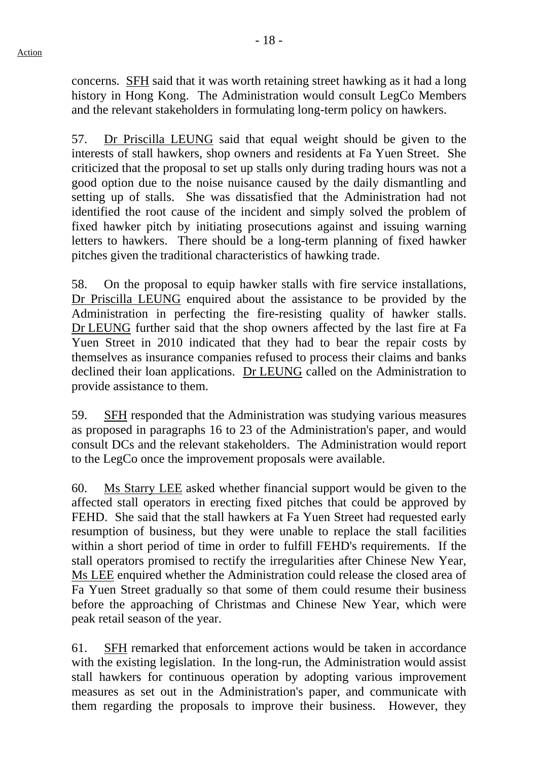concerns. SFH said that it was worth retaining street hawking as it had a long history in Hong Kong. The Administration would consult LegCo Members and the relevant stakeholders in formulating long-term policy on hawkers.

57. Dr Priscilla LEUNG said that equal weight should be given to the interests of stall hawkers, shop owners and residents at Fa Yuen Street. She criticized that the proposal to set up stalls only during trading hours was not a good option due to the noise nuisance caused by the daily dismantling and setting up of stalls. She was dissatisfied that the Administration had not identified the root cause of the incident and simply solved the problem of fixed hawker pitch by initiating prosecutions against and issuing warning letters to hawkers. There should be a long-term planning of fixed hawker pitches given the traditional characteristics of hawking trade.

58. On the proposal to equip hawker stalls with fire service installations, Dr Priscilla LEUNG enquired about the assistance to be provided by the Administration in perfecting the fire-resisting quality of hawker stalls. Dr LEUNG further said that the shop owners affected by the last fire at Fa Yuen Street in 2010 indicated that they had to bear the repair costs by themselves as insurance companies refused to process their claims and banks declined their loan applications. Dr LEUNG called on the Administration to provide assistance to them.

59. SFH responded that the Administration was studying various measures as proposed in paragraphs 16 to 23 of the Administration's paper, and would consult DCs and the relevant stakeholders. The Administration would report to the LegCo once the improvement proposals were available.

60. Ms Starry LEE asked whether financial support would be given to the affected stall operators in erecting fixed pitches that could be approved by FEHD. She said that the stall hawkers at Fa Yuen Street had requested early resumption of business, but they were unable to replace the stall facilities within a short period of time in order to fulfill FEHD's requirements. If the stall operators promised to rectify the irregularities after Chinese New Year, Ms LEE enquired whether the Administration could release the closed area of Fa Yuen Street gradually so that some of them could resume their business before the approaching of Christmas and Chinese New Year, which were peak retail season of the year.

61. SFH remarked that enforcement actions would be taken in accordance with the existing legislation. In the long-run, the Administration would assist stall hawkers for continuous operation by adopting various improvement measures as set out in the Administration's paper, and communicate with them regarding the proposals to improve their business. However, they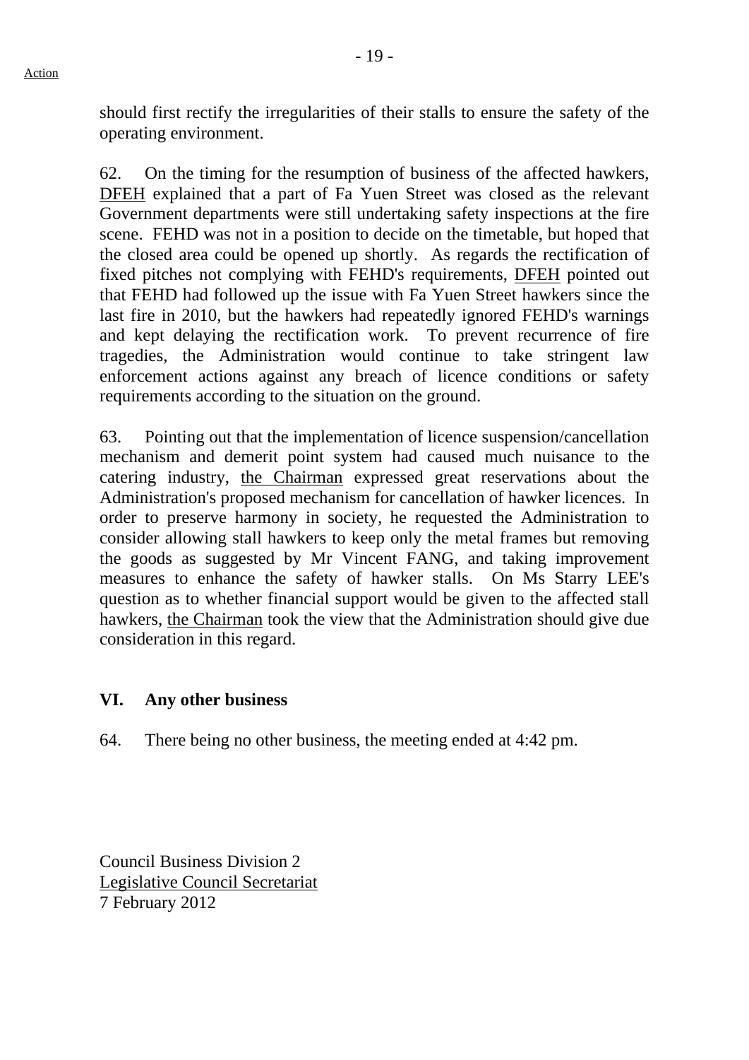should first rectify the irregularities of their stalls to ensure the safety of the operating environment.

62. On the timing for the resumption of business of the affected hawkers, DFEH explained that a part of Fa Yuen Street was closed as the relevant Government departments were still undertaking safety inspections at the fire scene. FEHD was not in a position to decide on the timetable, but hoped that the closed area could be opened up shortly. As regards the rectification of fixed pitches not complying with FEHD's requirements, DFEH pointed out that FEHD had followed up the issue with Fa Yuen Street hawkers since the last fire in 2010, but the hawkers had repeatedly ignored FEHD's warnings and kept delaying the rectification work. To prevent recurrence of fire tragedies, the Administration would continue to take stringent law enforcement actions against any breach of licence conditions or safety requirements according to the situation on the ground.

63. Pointing out that the implementation of licence suspension/cancellation mechanism and demerit point system had caused much nuisance to the catering industry, the Chairman expressed great reservations about the Administration's proposed mechanism for cancellation of hawker licences. In order to preserve harmony in society, he requested the Administration to consider allowing stall hawkers to keep only the metal frames but removing the goods as suggested by Mr Vincent FANG, and taking improvement measures to enhance the safety of hawker stalls. On Ms Starry LEE's question as to whether financial support would be given to the affected stall hawkers, the Chairman took the view that the Administration should give due consideration in this regard.

### VI. Any other business

64. There being no other business, the meeting ended at 4:42 pm.

Council Business Division 2
Legislative Council Secretariat
7 February 2012